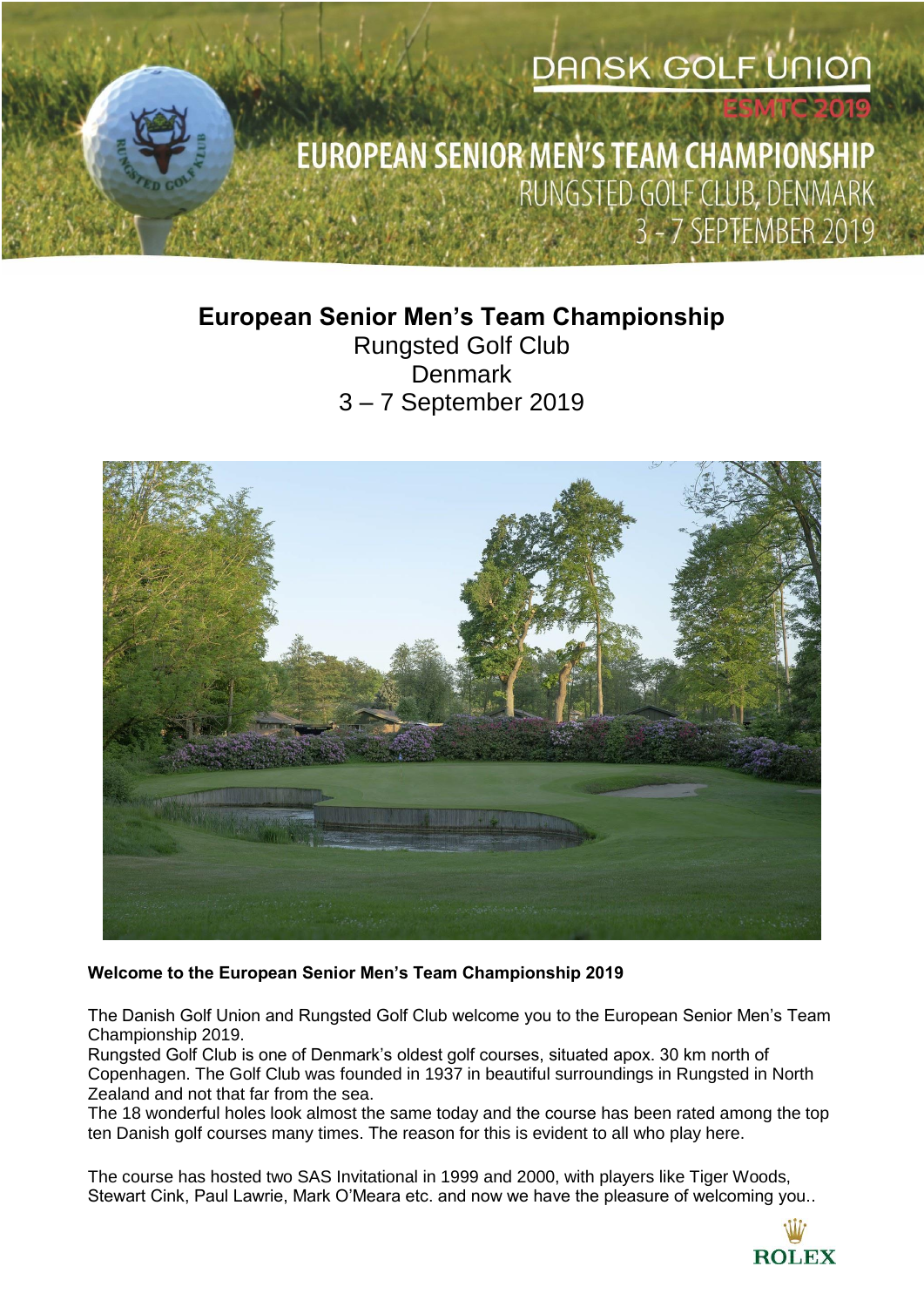DANSK GOLF UNION

ESMTC 2019

EUROPEAN SENIOR MEN'S TEAM CHAMPIONSHIP
RUNGSTED GOLF CLUB, DENMARK
3 - 7 SEPTEMBER 2019

# European Senior Men's Team Championship

Rungsted Golf Club
Denmark
3 – 7 September 2019

**Welcome to the European Senior Men's Team Championship 2019**

The Danish Golf Union and Rungsted Golf Club welcome you to the European Senior Men's Team Championship 2019.
Rungsted Golf Club is one of Denmark's oldest golf courses, situated apox. 30 km north of Copenhagen. The Golf Club was founded in 1937 in beautiful surroundings in Rungsted in North Zealand and not that far from the sea.
The 18 wonderful holes look almost the same today and the course has been rated among the top ten Danish golf courses many times. The reason for this is evident to all who play here.

The course has hosted two SAS Invitational in 1999 and 2000, with players like Tiger Woods, Stewart Cink, Paul Lawrie, Mark O'Meara etc. and now we have the pleasure of welcoming you..

ROLEX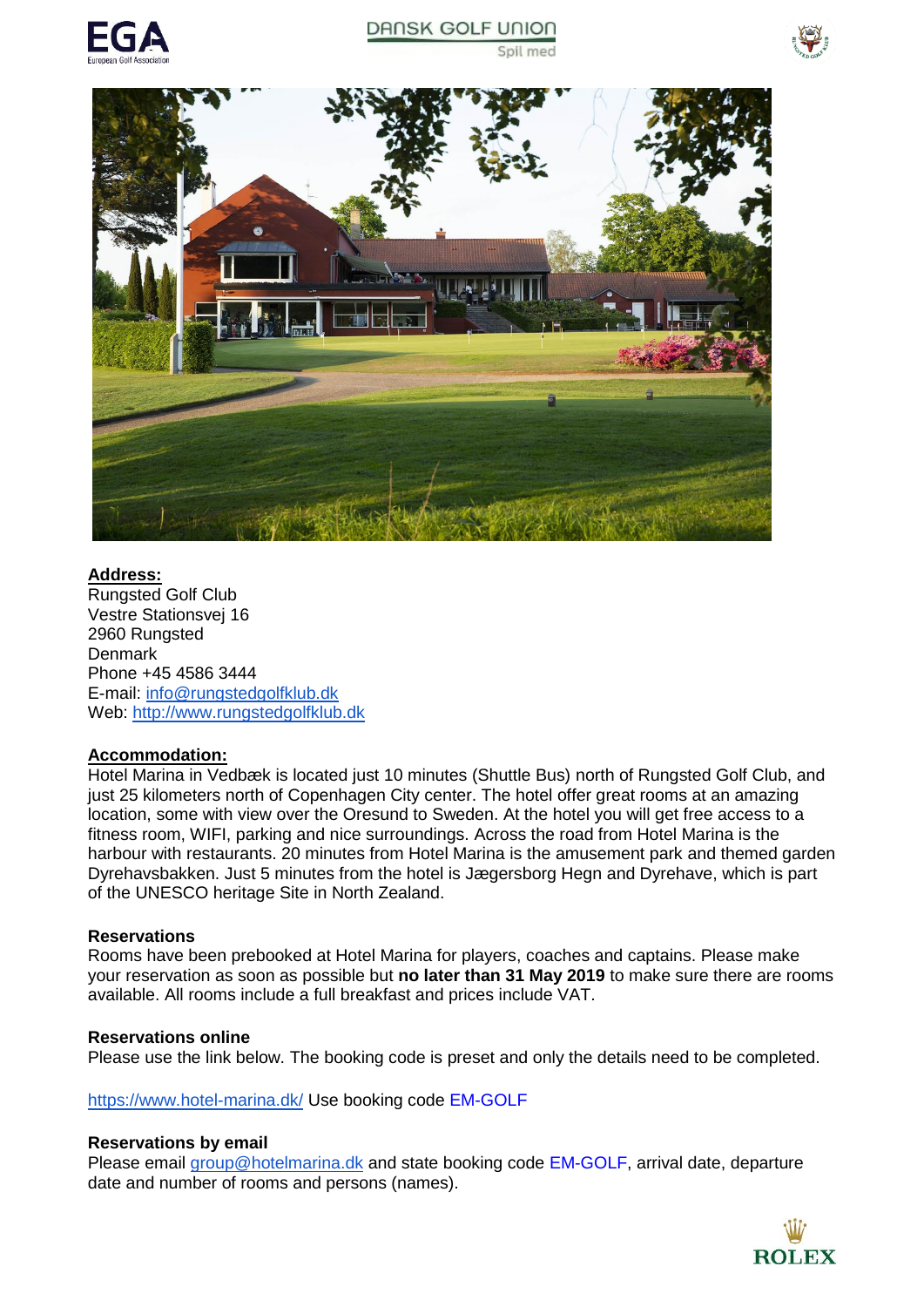**Address:**
Rungsted Golf Club
Vestre Stationsvej 16
2960 Rungsted
Denmark
Phone +45 4586 3444
E-mail: info@rungstedgolfklub.dk
Web: http://www.rungstedgolfklub.dk

**Accommodation:**
Hotel Marina in Vedbæk is located just 10 minutes (Shuttle Bus) north of Rungsted Golf Club, and just 25 kilometers north of Copenhagen City center. The hotel offer great rooms at an amazing location, some with view over the Oresund to Sweden. At the hotel you will get free access to a fitness room, WIFI, parking and nice surroundings. Across the road from Hotel Marina is the harbour with restaurants. 20 minutes from Hotel Marina is the amusement park and themed garden Dyrehavsbakken. Just 5 minutes from the hotel is Jægersborg Hegn and Dyrehave, which is part of the UNESCO heritage Site in North Zealand.

**Reservations**
Rooms have been prebooked at Hotel Marina for players, coaches and captains. Please make your reservation as soon as possible but **no later than 31 May 2019** to make sure there are rooms available. All rooms include a full breakfast and prices include VAT.

**Reservations online**
Please use the link below. The booking code is preset and only the details need to be completed.

https://www.hotel-marina.dk/ Use booking code EM-GOLF

**Reservations by email**
Please email group@hotelmarina.dk and state booking code EM-GOLF, arrival date, departure date and number of rooms and persons (names).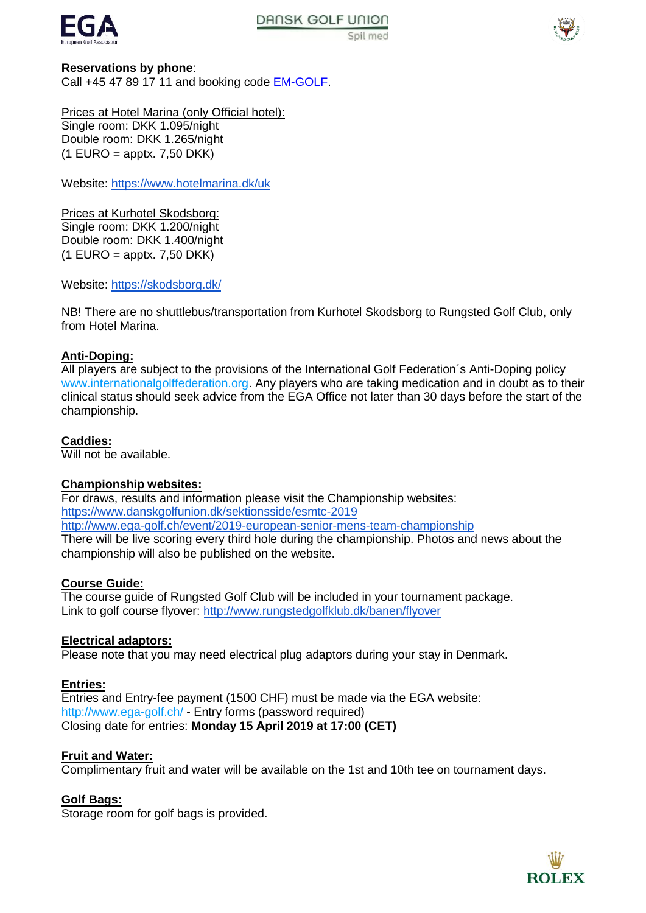**Reservations by phone**:
Call +45 47 89 17 11 and booking code EM-GOLF.

Prices at Hotel Marina (only Official hotel):
Single room: DKK 1.095/night
Double room: DKK 1.265/night
(1 EURO = apptx. 7,50 DKK)

Website: https://www.hotelmarina.dk/uk

Prices at Kurhotel Skodsborg:
Single room: DKK 1.200/night
Double room: DKK 1.400/night
(1 EURO = apptx. 7,50 DKK)

Website: https://skodsborg.dk/

NB! There are no shuttlebus/transportation from Kurhotel Skodsborg to Rungsted Golf Club, only from Hotel Marina.

**Anti-Doping:**
All players are subject to the provisions of the International Golf Federation´s Anti-Doping policy www.internationalgolffederation.org. Any players who are taking medication and in doubt as to their clinical status should seek advice from the EGA Office not later than 30 days before the start of the championship.

**Caddies:**
Will not be available.

**Championship websites:**
For draws, results and information please visit the Championship websites:
https://www.danskgolfunion.dk/sektionsside/esmtc-2019
http://www.ega-golf.ch/event/2019-european-senior-mens-team-championship
There will be live scoring every third hole during the championship. Photos and news about the championship will also be published on the website.

**Course Guide:**
The course guide of Rungsted Golf Club will be included in your tournament package.
Link to golf course flyover: http://www.rungstedgolfklub.dk/banen/flyover

**Electrical adaptors:**
Please note that you may need electrical plug adaptors during your stay in Denmark.

**Entries:**
Entries and Entry-fee payment (1500 CHF) must be made via the EGA website:
http://www.ega-golf.ch/ - Entry forms (password required)
Closing date for entries: **Monday 15 April 2019 at 17:00 (CET)**

**Fruit and Water:**
Complimentary fruit and water will be available on the 1st and 10th tee on tournament days.

**Golf Bags:**
Storage room for golf bags is provided.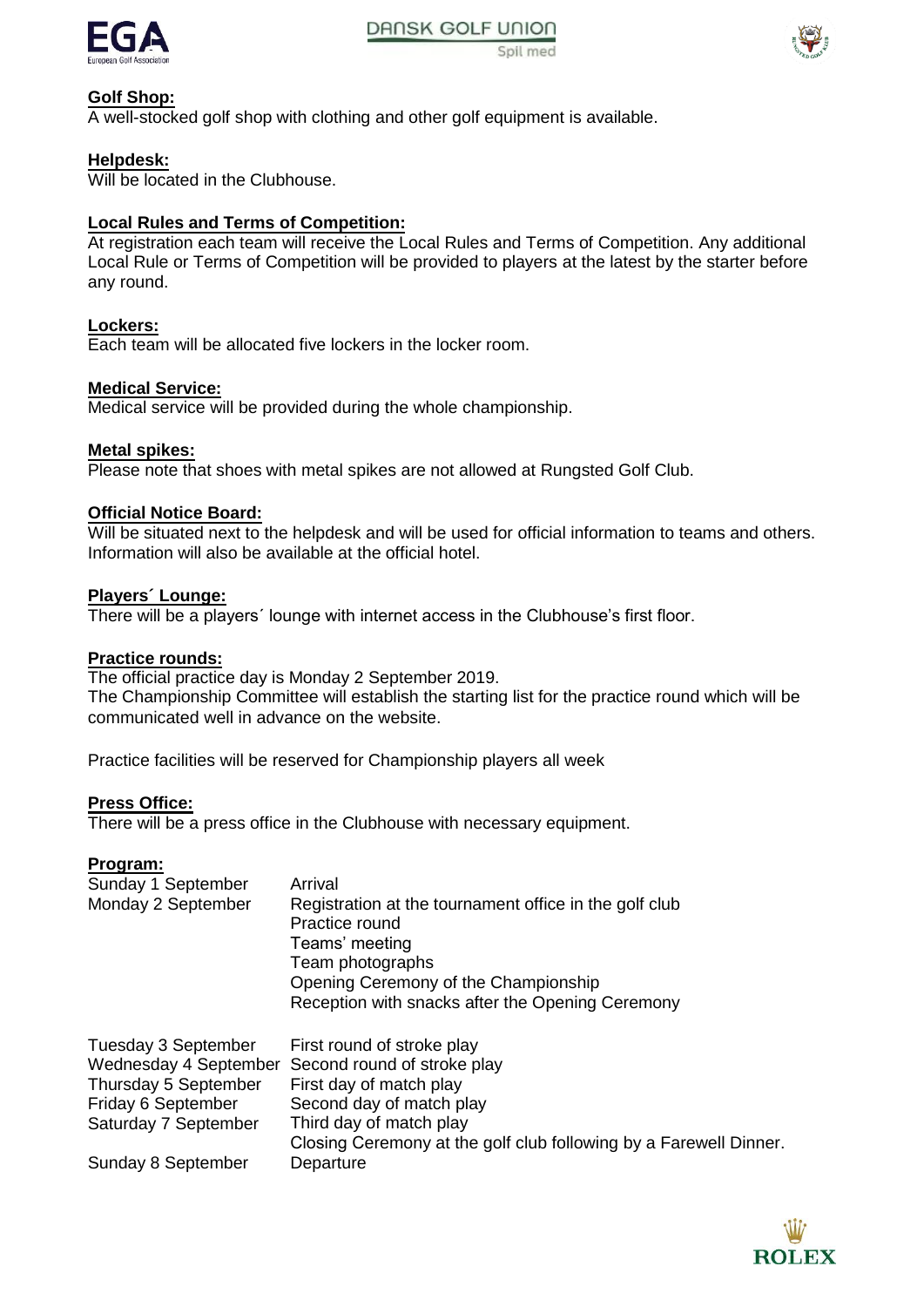**Golf Shop:**
A well-stocked golf shop with clothing and other golf equipment is available.

**Helpdesk:**
Will be located in the Clubhouse.

**Local Rules and Terms of Competition:**
At registration each team will receive the Local Rules and Terms of Competition. Any additional Local Rule or Terms of Competition will be provided to players at the latest by the starter before any round.

**Lockers:**
Each team will be allocated five lockers in the locker room.

**Medical Service:**
Medical service will be provided during the whole championship.

**Metal spikes:**
Please note that shoes with metal spikes are not allowed at Rungsted Golf Club.

**Official Notice Board:**
Will be situated next to the helpdesk and will be used for official information to teams and others. Information will also be available at the official hotel.

**Players´ Lounge:**
There will be a players´ lounge with internet access in the Clubhouse's first floor.

**Practice rounds:**
The official practice day is Monday 2 September 2019.
The Championship Committee will establish the starting list for the practice round which will be communicated well in advance on the website.

Practice facilities will be reserved for Championship players all week

**Press Office:**
There will be a press office in the Clubhouse with necessary equipment.

**Program:**

| | |
|---|---|
| Sunday 1 September | Arrival |
| Monday 2 September | Registration at the tournament office in the golf club<br>Practice round<br>Teams' meeting<br>Team photographs<br>Opening Ceremony of the Championship<br>Reception with snacks after the Opening Ceremony |
| Tuesday 3 September | First round of stroke play |
| Wednesday 4 September | Second round of stroke play |
| Thursday 5 September | First day of match play |
| Friday 6 September | Second day of match play |
| Saturday 7 September | Third day of match play<br>Closing Ceremony at the golf club following by a Farewell Dinner. |
| Sunday 8 September | Departure |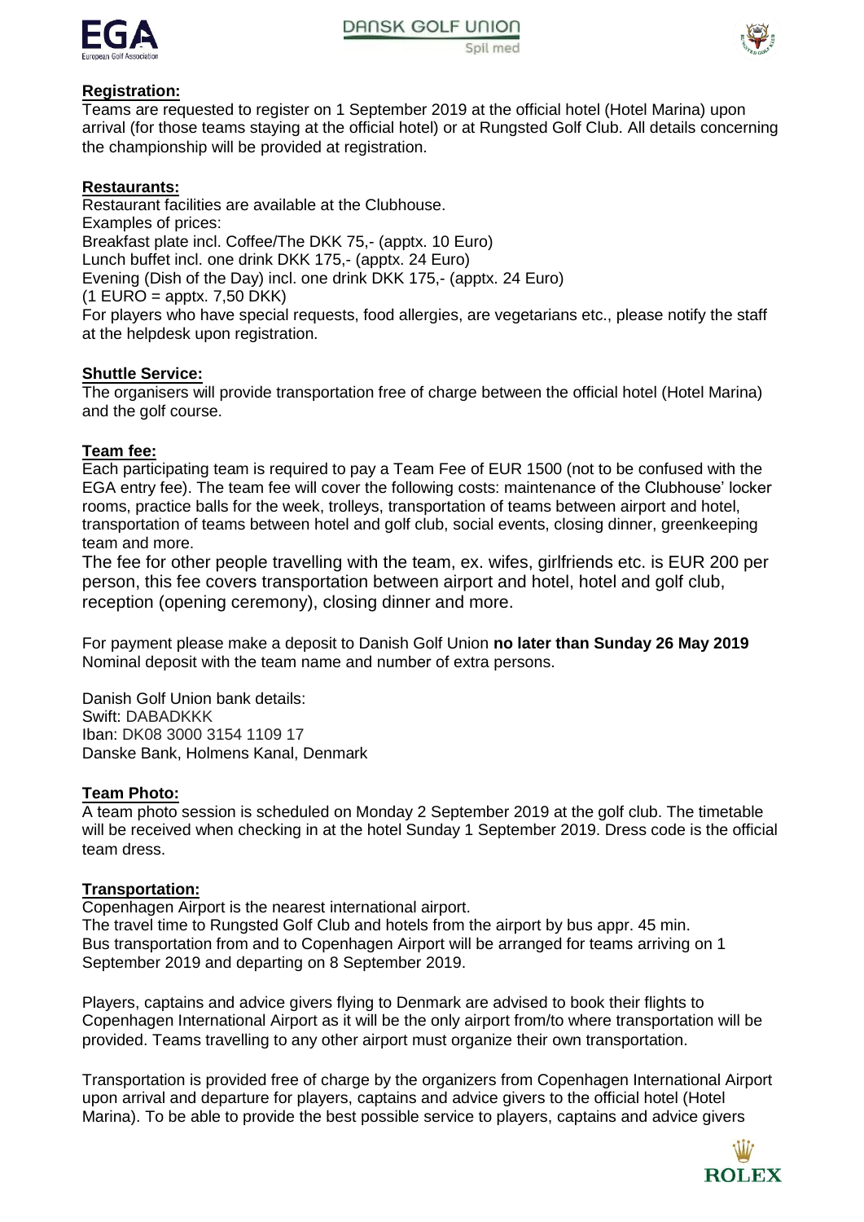## Registration:

Teams are requested to register on 1 September 2019 at the official hotel (Hotel Marina) upon arrival (for those teams staying at the official hotel) or at Rungsted Golf Club. All details concerning the championship will be provided at registration.

## Restaurants:

Restaurant facilities are available at the Clubhouse.
Examples of prices:
Breakfast plate incl. Coffee/The DKK 75,- (apptx. 10 Euro)
Lunch buffet incl. one drink DKK 175,- (apptx. 24 Euro)
Evening (Dish of the Day) incl. one drink DKK 175,- (apptx. 24 Euro)
(1 EURO = apptx. 7,50 DKK)
For players who have special requests, food allergies, are vegetarians etc., please notify the staff at the helpdesk upon registration.

## Shuttle Service:

The organisers will provide transportation free of charge between the official hotel (Hotel Marina) and the golf course.

## Team fee:

Each participating team is required to pay a Team Fee of EUR 1500 (not to be confused with the EGA entry fee). The team fee will cover the following costs: maintenance of the Clubhouse' locker rooms, practice balls for the week, trolleys, transportation of teams between airport and hotel, transportation of teams between hotel and golf club, social events, closing dinner, greenkeeping team and more.

The fee for other people travelling with the team, ex. wifes, girlfriends etc. is EUR 200 per person, this fee covers transportation between airport and hotel, hotel and golf club, reception (opening ceremony), closing dinner and more.

For payment please make a deposit to Danish Golf Union **no later than Sunday 26 May 2019** Nominal deposit with the team name and number of extra persons.

Danish Golf Union bank details:
Swift: DABADKKK
Iban: DK08 3000 3154 1109 17
Danske Bank, Holmens Kanal, Denmark

## Team Photo:

A team photo session is scheduled on Monday 2 September 2019 at the golf club. The timetable will be received when checking in at the hotel Sunday 1 September 2019. Dress code is the official team dress.

## Transportation:

Copenhagen Airport is the nearest international airport.
The travel time to Rungsted Golf Club and hotels from the airport by bus appr. 45 min.
Bus transportation from and to Copenhagen Airport will be arranged for teams arriving on 1 September 2019 and departing on 8 September 2019.

Players, captains and advice givers flying to Denmark are advised to book their flights to Copenhagen International Airport as it will be the only airport from/to where transportation will be provided. Teams travelling to any other airport must organize their own transportation.

Transportation is provided free of charge by the organizers from Copenhagen International Airport upon arrival and departure for players, captains and advice givers to the official hotel (Hotel Marina). To be able to provide the best possible service to players, captains and advice givers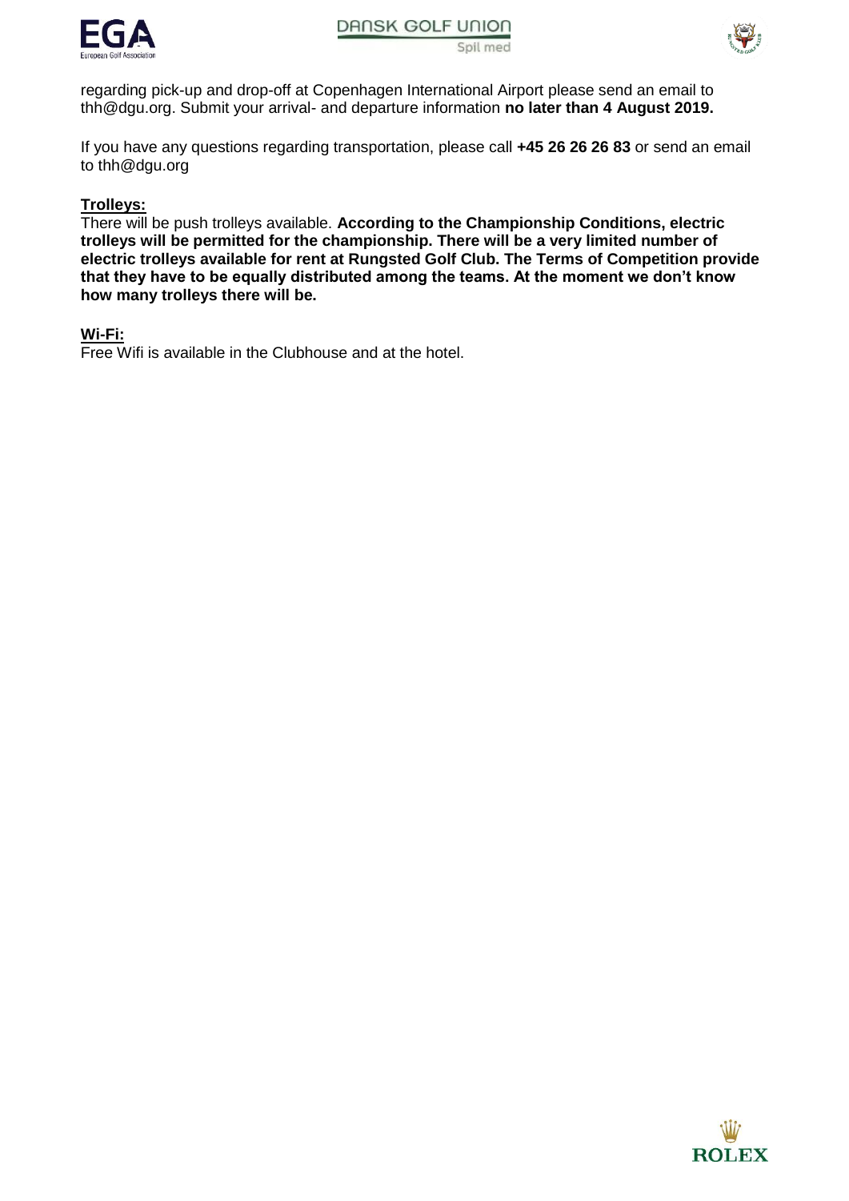regarding pick-up and drop-off at Copenhagen International Airport please send an email to thh@dgu.org. Submit your arrival- and departure information **no later than 4 August 2019.**

If you have any questions regarding transportation, please call **+45 26 26 26 83** or send an email to thh@dgu.org

**Trolleys:**

There will be push trolleys available. **According to the Championship Conditions, electric trolleys will be permitted for the championship. There will be a very limited number of electric trolleys available for rent at Rungsted Golf Club. The Terms of Competition provide that they have to be equally distributed among the teams. At the moment we don't know how many trolleys there will be.**

**Wi-Fi:**

Free Wifi is available in the Clubhouse and at the hotel.